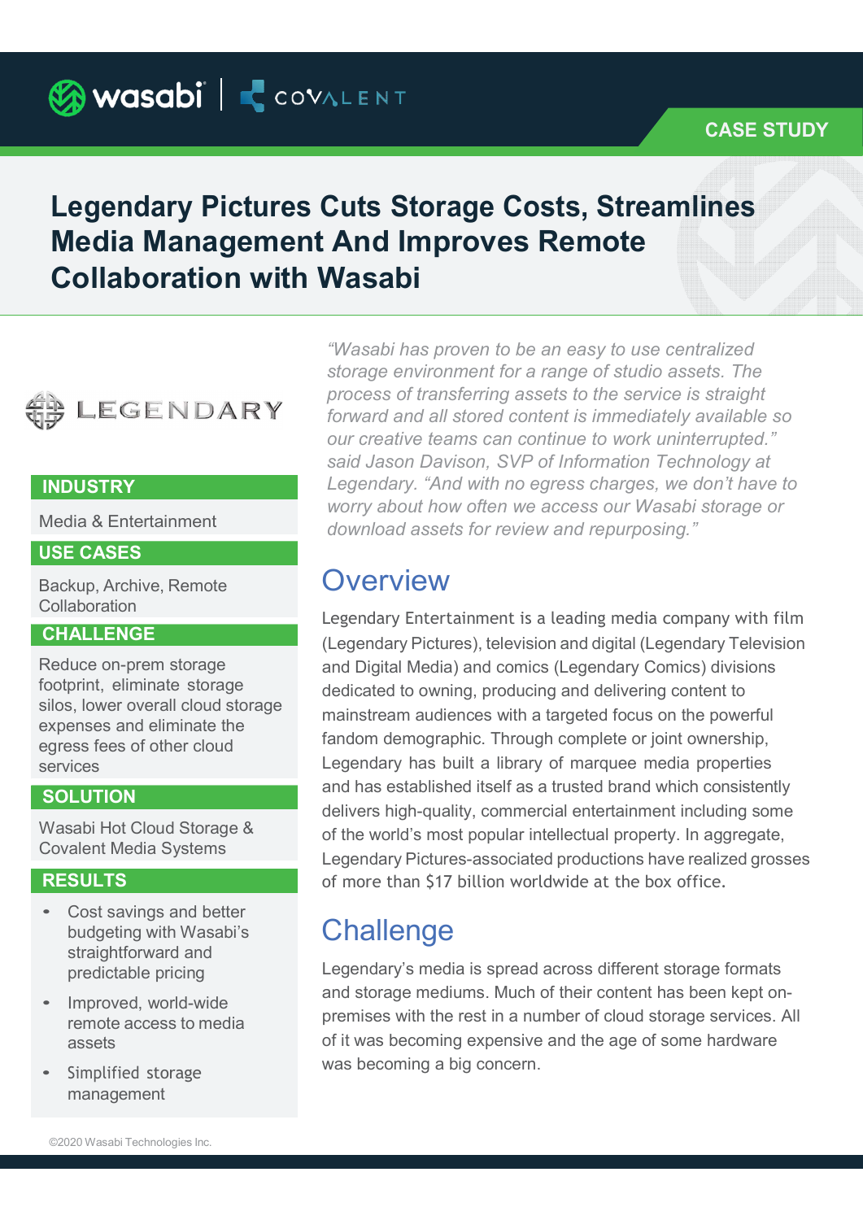CASE STUDY

# Legendary Pictures Cuts Storage Costs, Streamlines Media Management And Improves Remote Collaboration with Wasabi

LEGENDARY

**INDUSTRY**

Media & Entertainment

**USE CASES**

Backup, Archive, Remote Collaboration

**CHALLENGE**

Reduce on-prem storage footprint, eliminate storage silos, lower overall cloud storage expenses and eliminate the egress fees of other cloud services

**SOLUTION**

Wasabi Hot Cloud Storage & Covalent Media Systems

**RESULTS**

- Cost savings and better budgeting with Wasabi's straightforward and predictable pricing
- Improved, world-wide remote access to media assets
- Simplified storage management

*"Wasabi has proven to be an easy to use centralized storage environment for a range of studio assets. The process of transferring assets to the service is straight forward and all stored content is immediately available so our creative teams can continue to work uninterrupted." said Jason Davison, SVP of Information Technology at Legendary. "And with no egress charges, we don't have to worry about how often we access our Wasabi storage or download assets for review and repurposing."*

## Overview

Legendary Entertainment is a leading media company with film (Legendary Pictures), television and digital (Legendary Television and Digital Media) and comics (Legendary Comics) divisions dedicated to owning, producing and delivering content to mainstream audiences with a targeted focus on the powerful fandom demographic. Through complete or joint ownership, Legendary has built a library of marquee media properties and has established itself as a trusted brand which consistently delivers high-quality, commercial entertainment including some of the world's most popular intellectual property. In aggregate, Legendary Pictures-associated productions have realized grosses of more than $17 billion worldwide at the box office.

## Challenge

Legendary's media is spread across different storage formats and storage mediums. Much of their content has been kept on-premises with the rest in a number of cloud storage services. All of it was becoming expensive and the age of some hardware was becoming a big concern.

©2020 Wasabi Technologies Inc.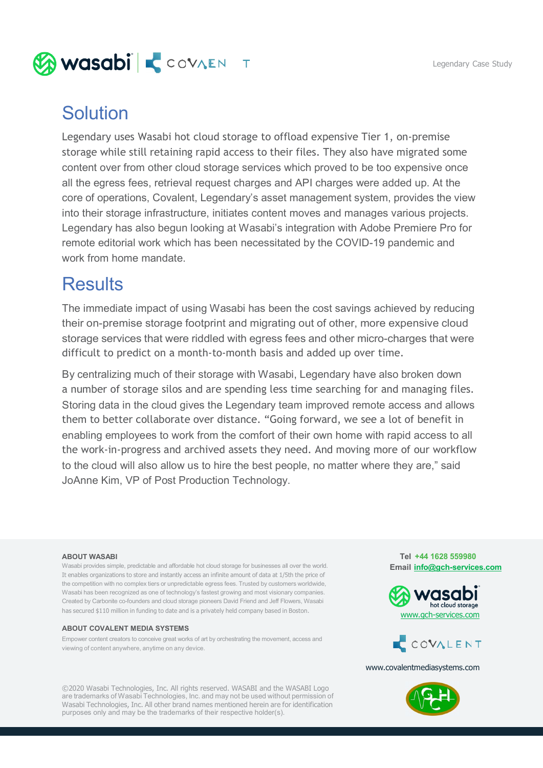## Solution

Legendary uses Wasabi hot cloud storage to offload expensive Tier 1, on-premise storage while still retaining rapid access to their files. They also have migrated some content over from other cloud storage services which proved to be too expensive once all the egress fees, retrieval request charges and API charges were added up. At the core of operations, Covalent, Legendary's asset management system, provides the view into their storage infrastructure, initiates content moves and manages various projects. Legendary has also begun looking at Wasabi's integration with Adobe Premiere Pro for remote editorial work which has been necessitated by the COVID-19 pandemic and work from home mandate.

## Results

The immediate impact of using Wasabi has been the cost savings achieved by reducing their on-premise storage footprint and migrating out of other, more expensive cloud storage services that were riddled with egress fees and other micro-charges that were difficult to predict on a month-to-month basis and added up over time.

By centralizing much of their storage with Wasabi, Legendary have also broken down a number of storage silos and are spending less time searching for and managing files. Storing data in the cloud gives the Legendary team improved remote access and allows them to better collaborate over distance. "Going forward, we see a lot of benefit in enabling employees to work from the comfort of their own home with rapid access to all the work-in-progress and archived assets they need. And moving more of our workflow to the cloud will also allow us to hire the best people, no matter where they are," said JoAnne Kim, VP of Post Production Technology.

**ABOUT WASABI**

Wasabi provides simple, predictable and affordable hot cloud storage for businesses all over the world. It enables organizations to store and instantly access an infinite amount of data at 1/5th the price of the competition with no complex tiers or unpredictable egress fees. Trusted by customers worldwide, Wasabi has been recognized as one of technology's fastest growing and most visionary companies. Created by Carbonite co-founders and cloud storage pioneers David Friend and Jeff Flowers, Wasabi has secured $110 million in funding to date and is a privately held company based in Boston.

**ABOUT COVALENT MEDIA SYSTEMS**

Empower content creators to conceive great works of art by orchestrating the movement, access and viewing of content anywhere, anytime on any device.

©2020 Wasabi Technologies, Inc. All rights reserved. WASABI and the WASABI Logo are trademarks of Wasabi Technologies, Inc. and may not be used without permission of Wasabi Technologies, Inc. All other brand names mentioned herein are for identification purposes only and may be the trademarks of their respective holder(s).

**Tel** +44 1628 559980
**Email** info@gch-services.com

wasabi hot cloud storage
www.gch-services.com

COVALENT
www.covalentmediasystems.com